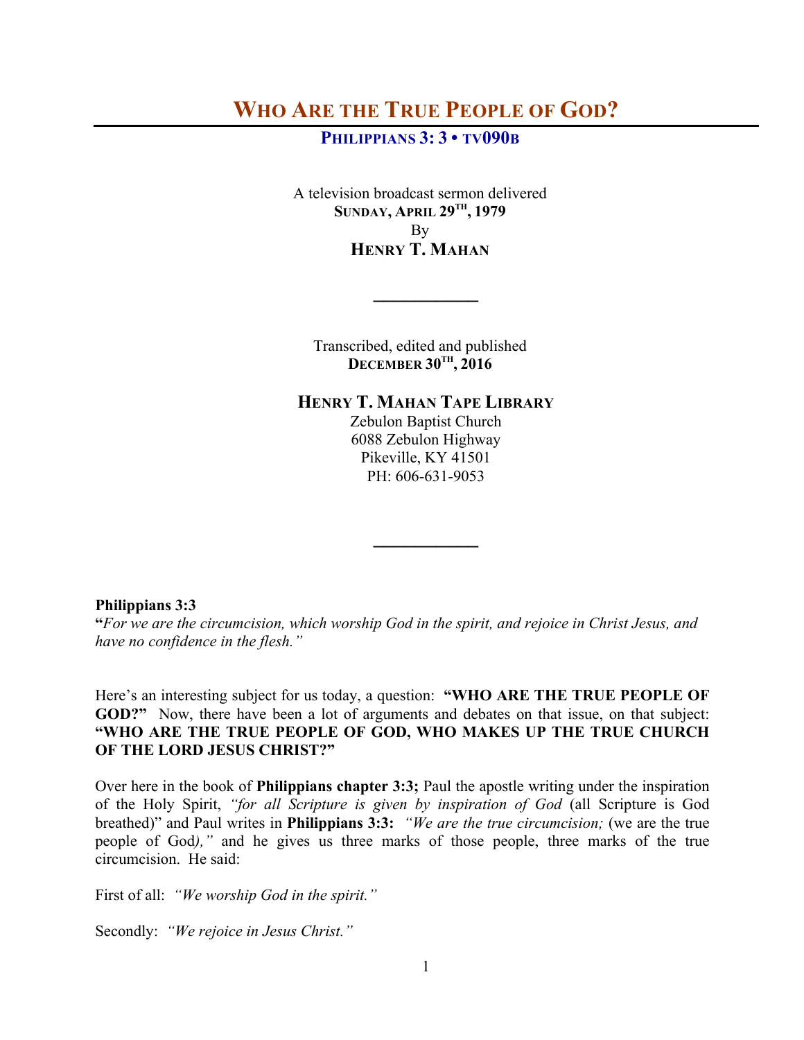# Who Are the True People of God?

## Philippians 3: 3 • TV090B

A television broadcast sermon delivered
**Sunday, April 29th, 1979**
By
**Henry T. Mahan**

---

Transcribed, edited and published
**December 30th, 2016**

**Henry T. Mahan Tape Library**
Zebulon Baptist Church
6088 Zebulon Highway
Pikeville, KY 41501
PH: 606-631-9053

---

**Philippians 3:3**
**"***For we are the circumcision, which worship God in the spirit, and rejoice in Christ Jesus, and have no confidence in the flesh."*

Here's an interesting subject for us today, a question: **"WHO ARE THE TRUE PEOPLE OF GOD?"** Now, there have been a lot of arguments and debates on that issue, on that subject: **"WHO ARE THE TRUE PEOPLE OF GOD, WHO MAKES UP THE TRUE CHURCH OF THE LORD JESUS CHRIST?"**

Over here in the book of **Philippians chapter 3:3;** Paul the apostle writing under the inspiration of the Holy Spirit, *"for all Scripture is given by inspiration of God* (all Scripture is God breathed)" and Paul writes in **Philippians 3:3:** *"We are the true circumcision;* (we are the true people of God*),"* and he gives us three marks of those people, three marks of the true circumcision. He said:

First of all: *"We worship God in the spirit."*

Secondly: *"We rejoice in Jesus Christ."*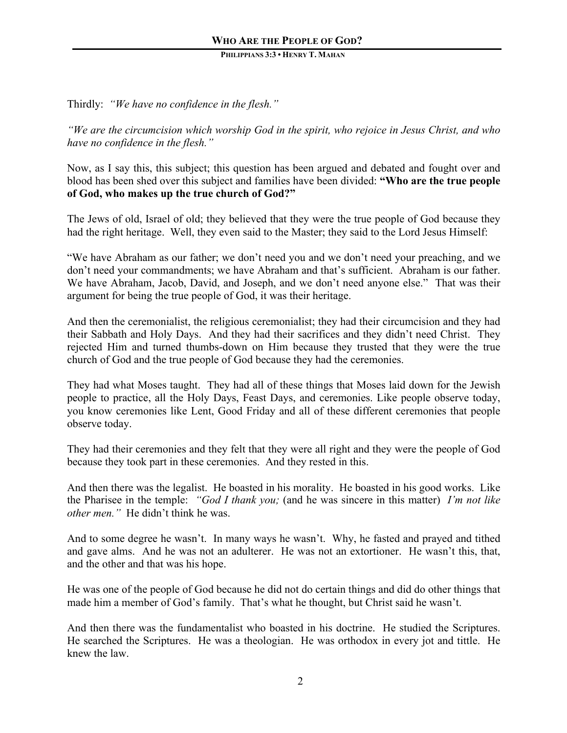Thirdly: *"We have no confidence in the flesh."*

*"We are the circumcision which worship God in the spirit, who rejoice in Jesus Christ, and who have no confidence in the flesh."*

Now, as I say this, this subject; this question has been argued and debated and fought over and blood has been shed over this subject and families have been divided: **"Who are the true people of God, who makes up the true church of God?"**

The Jews of old, Israel of old; they believed that they were the true people of God because they had the right heritage. Well, they even said to the Master; they said to the Lord Jesus Himself:

"We have Abraham as our father; we don't need you and we don't need your preaching, and we don't need your commandments; we have Abraham and that's sufficient. Abraham is our father. We have Abraham, Jacob, David, and Joseph, and we don't need anyone else." That was their argument for being the true people of God, it was their heritage.

And then the ceremonialist, the religious ceremonialist; they had their circumcision and they had their Sabbath and Holy Days. And they had their sacrifices and they didn't need Christ. They rejected Him and turned thumbs-down on Him because they trusted that they were the true church of God and the true people of God because they had the ceremonies.

They had what Moses taught. They had all of these things that Moses laid down for the Jewish people to practice, all the Holy Days, Feast Days, and ceremonies. Like people observe today, you know ceremonies like Lent, Good Friday and all of these different ceremonies that people observe today.

They had their ceremonies and they felt that they were all right and they were the people of God because they took part in these ceremonies. And they rested in this.

And then there was the legalist. He boasted in his morality. He boasted in his good works. Like the Pharisee in the temple: *"God I thank you;* (and he was sincere in this matter) *I'm not like other men."* He didn't think he was.

And to some degree he wasn't. In many ways he wasn't. Why, he fasted and prayed and tithed and gave alms. And he was not an adulterer. He was not an extortioner. He wasn't this, that, and the other and that was his hope.

He was one of the people of God because he did not do certain things and did do other things that made him a member of God's family. That's what he thought, but Christ said he wasn't.

And then there was the fundamentalist who boasted in his doctrine. He studied the Scriptures. He searched the Scriptures. He was a theologian. He was orthodox in every jot and tittle. He knew the law.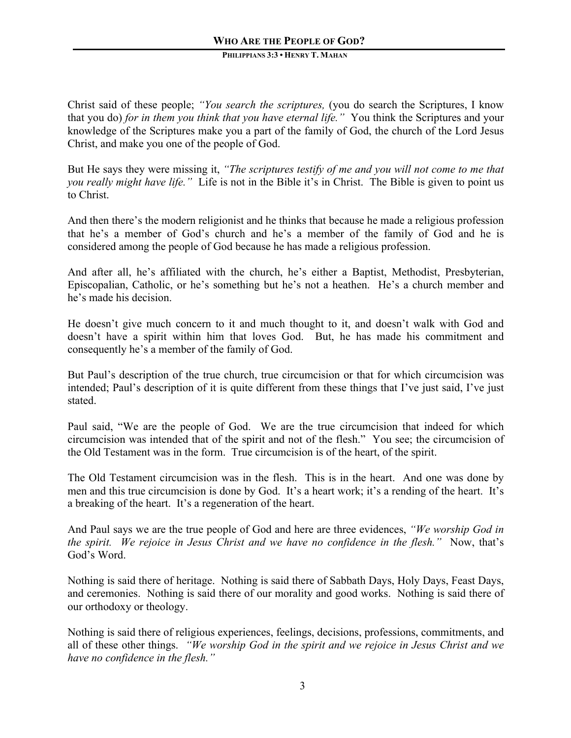Christ said of these people; *"You search the scriptures,* (you do search the Scriptures, I know that you do) *for in them you think that you have eternal life."* You think the Scriptures and your knowledge of the Scriptures make you a part of the family of God, the church of the Lord Jesus Christ, and make you one of the people of God.

But He says they were missing it, *"The scriptures testify of me and you will not come to me that you really might have life."* Life is not in the Bible it's in Christ. The Bible is given to point us to Christ.

And then there's the modern religionist and he thinks that because he made a religious profession that he's a member of God's church and he's a member of the family of God and he is considered among the people of God because he has made a religious profession.

And after all, he's affiliated with the church, he's either a Baptist, Methodist, Presbyterian, Episcopalian, Catholic, or he's something but he's not a heathen. He's a church member and he's made his decision.

He doesn't give much concern to it and much thought to it, and doesn't walk with God and doesn't have a spirit within him that loves God. But, he has made his commitment and consequently he's a member of the family of God.

But Paul's description of the true church, true circumcision or that for which circumcision was intended; Paul's description of it is quite different from these things that I've just said, I've just stated.

Paul said, "We are the people of God. We are the true circumcision that indeed for which circumcision was intended that of the spirit and not of the flesh." You see; the circumcision of the Old Testament was in the form. True circumcision is of the heart, of the spirit.

The Old Testament circumcision was in the flesh. This is in the heart. And one was done by men and this true circumcision is done by God. It's a heart work; it's a rending of the heart. It's a breaking of the heart. It's a regeneration of the heart.

And Paul says we are the true people of God and here are three evidences, *"We worship God in the spirit. We rejoice in Jesus Christ and we have no confidence in the flesh."* Now, that's God's Word.

Nothing is said there of heritage. Nothing is said there of Sabbath Days, Holy Days, Feast Days, and ceremonies. Nothing is said there of our morality and good works. Nothing is said there of our orthodoxy or theology.

Nothing is said there of religious experiences, feelings, decisions, professions, commitments, and all of these other things. *"We worship God in the spirit and we rejoice in Jesus Christ and we have no confidence in the flesh."*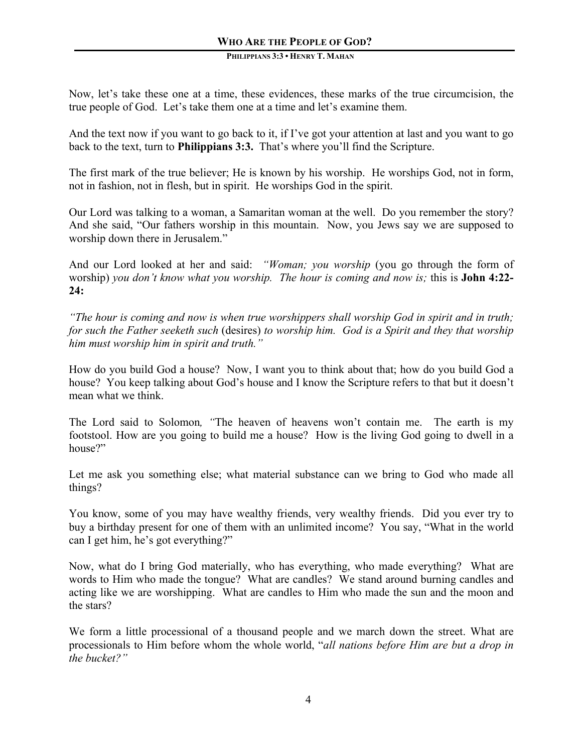Now, let's take these one at a time, these evidences, these marks of the true circumcision, the true people of God. Let's take them one at a time and let's examine them.

And the text now if you want to go back to it, if I've got your attention at last and you want to go back to the text, turn to **Philippians 3:3.** That's where you'll find the Scripture.

The first mark of the true believer; He is known by his worship. He worships God, not in form, not in fashion, not in flesh, but in spirit. He worships God in the spirit.

Our Lord was talking to a woman, a Samaritan woman at the well. Do you remember the story? And she said, "Our fathers worship in this mountain. Now, you Jews say we are supposed to worship down there in Jerusalem."

And our Lord looked at her and said: *"Woman; you worship* (you go through the form of worship) *you don't know what you worship. The hour is coming and now is;* this is **John 4:22-24:**

*"The hour is coming and now is when true worshippers shall worship God in spirit and in truth; for such the Father seeketh such* (desires) *to worship him. God is a Spirit and they that worship him must worship him in spirit and truth."*

How do you build God a house? Now, I want you to think about that; how do you build God a house? You keep talking about God's house and I know the Scripture refers to that but it doesn't mean what we think.

The Lord said to Solomon*, "*The heaven of heavens won't contain me. The earth is my footstool. How are you going to build me a house? How is the living God going to dwell in a house?"

Let me ask you something else; what material substance can we bring to God who made all things?

You know, some of you may have wealthy friends, very wealthy friends. Did you ever try to buy a birthday present for one of them with an unlimited income? You say, "What in the world can I get him, he's got everything?"

Now, what do I bring God materially, who has everything, who made everything? What are words to Him who made the tongue? What are candles? We stand around burning candles and acting like we are worshipping. What are candles to Him who made the sun and the moon and the stars?

We form a little processional of a thousand people and we march down the street. What are processionals to Him before whom the whole world, "*all nations before Him are but a drop in the bucket?"*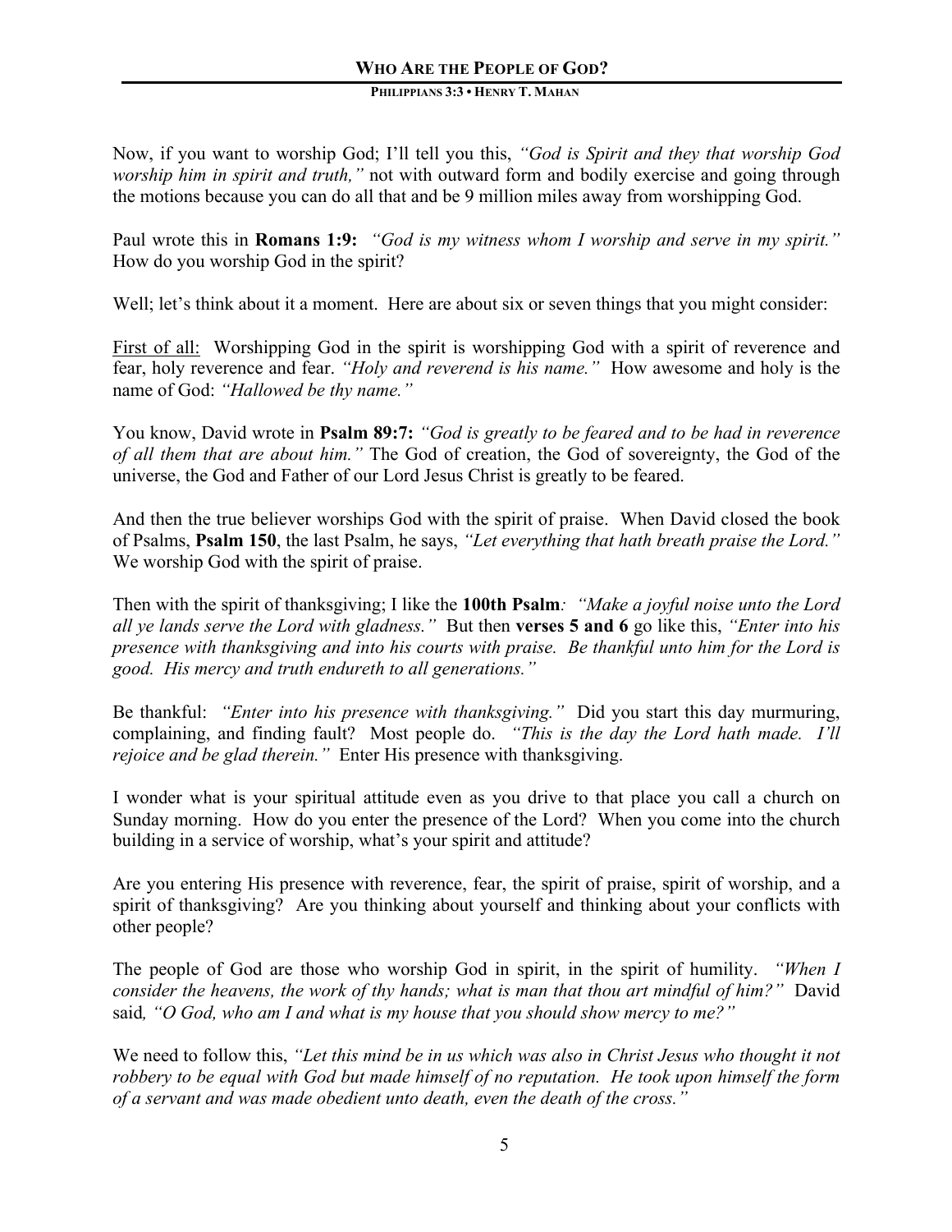Now, if you want to worship God; I'll tell you this, *"God is Spirit and they that worship God worship him in spirit and truth,"* not with outward form and bodily exercise and going through the motions because you can do all that and be 9 million miles away from worshipping God.

Paul wrote this in **Romans 1:9:** *"God is my witness whom I worship and serve in my spirit."* How do you worship God in the spirit?

Well; let's think about it a moment. Here are about six or seven things that you might consider:

First of all: Worshipping God in the spirit is worshipping God with a spirit of reverence and fear, holy reverence and fear. *"Holy and reverend is his name."* How awesome and holy is the name of God: *"Hallowed be thy name."*

You know, David wrote in **Psalm 89:7:** *"God is greatly to be feared and to be had in reverence of all them that are about him."* The God of creation, the God of sovereignty, the God of the universe, the God and Father of our Lord Jesus Christ is greatly to be feared.

And then the true believer worships God with the spirit of praise. When David closed the book of Psalms, **Psalm 150**, the last Psalm, he says, *"Let everything that hath breath praise the Lord."* We worship God with the spirit of praise.

Then with the spirit of thanksgiving; I like the **100th Psalm***:* *"Make a joyful noise unto the Lord all ye lands serve the Lord with gladness."* But then **verses 5 and 6** go like this, *"Enter into his presence with thanksgiving and into his courts with praise. Be thankful unto him for the Lord is good. His mercy and truth endureth to all generations."*

Be thankful: *"Enter into his presence with thanksgiving."* Did you start this day murmuring, complaining, and finding fault? Most people do. *"This is the day the Lord hath made. I'll rejoice and be glad therein."* Enter His presence with thanksgiving.

I wonder what is your spiritual attitude even as you drive to that place you call a church on Sunday morning. How do you enter the presence of the Lord? When you come into the church building in a service of worship, what's your spirit and attitude?

Are you entering His presence with reverence, fear, the spirit of praise, spirit of worship, and a spirit of thanksgiving? Are you thinking about yourself and thinking about your conflicts with other people?

The people of God are those who worship God in spirit, in the spirit of humility. *"When I consider the heavens, the work of thy hands; what is man that thou art mindful of him?"* David said*, "O God, who am I and what is my house that you should show mercy to me?"*

We need to follow this, *"Let this mind be in us which was also in Christ Jesus who thought it not robbery to be equal with God but made himself of no reputation. He took upon himself the form of a servant and was made obedient unto death, even the death of the cross."*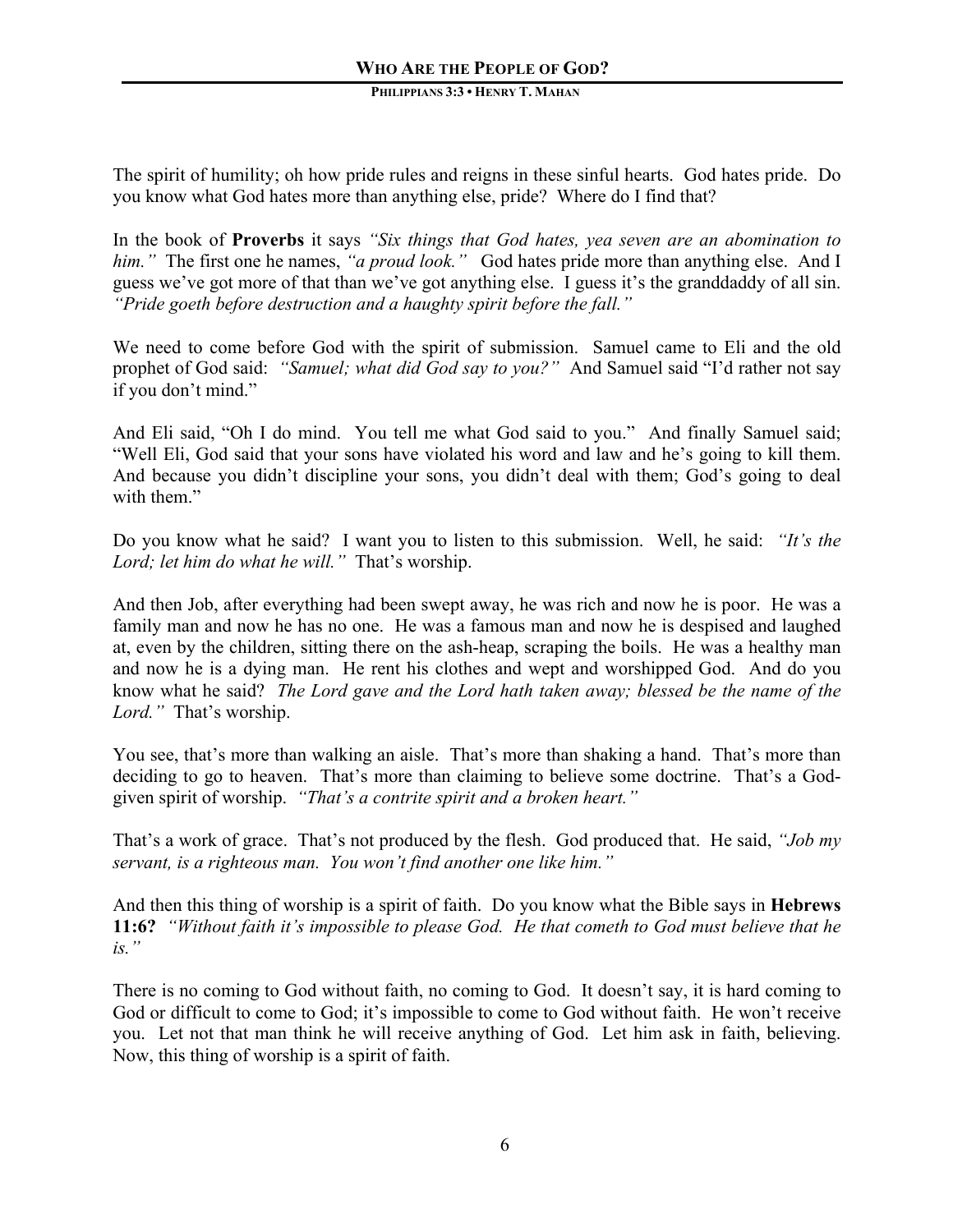The spirit of humility; oh how pride rules and reigns in these sinful hearts. God hates pride. Do you know what God hates more than anything else, pride? Where do I find that?

In the book of **Proverbs** it says *"Six things that God hates, yea seven are an abomination to him."* The first one he names, *"a proud look."* God hates pride more than anything else. And I guess we've got more of that than we've got anything else. I guess it's the granddaddy of all sin. *"Pride goeth before destruction and a haughty spirit before the fall."*

We need to come before God with the spirit of submission. Samuel came to Eli and the old prophet of God said: *"Samuel; what did God say to you?"* And Samuel said "I'd rather not say if you don't mind."

And Eli said, "Oh I do mind. You tell me what God said to you." And finally Samuel said; "Well Eli, God said that your sons have violated his word and law and he's going to kill them. And because you didn't discipline your sons, you didn't deal with them; God's going to deal with them."

Do you know what he said? I want you to listen to this submission. Well, he said: *"It's the Lord; let him do what he will."* That's worship.

And then Job, after everything had been swept away, he was rich and now he is poor. He was a family man and now he has no one. He was a famous man and now he is despised and laughed at, even by the children, sitting there on the ash-heap, scraping the boils. He was a healthy man and now he is a dying man. He rent his clothes and wept and worshipped God. And do you know what he said? *The Lord gave and the Lord hath taken away; blessed be the name of the Lord."* That's worship.

You see, that's more than walking an aisle. That's more than shaking a hand. That's more than deciding to go to heaven. That's more than claiming to believe some doctrine. That's a God-given spirit of worship. *"That's a contrite spirit and a broken heart."*

That's a work of grace. That's not produced by the flesh. God produced that. He said, *"Job my servant, is a righteous man. You won't find another one like him."*

And then this thing of worship is a spirit of faith. Do you know what the Bible says in **Hebrews 11:6?** *"Without faith it's impossible to please God. He that cometh to God must believe that he is."*

There is no coming to God without faith, no coming to God. It doesn't say, it is hard coming to God or difficult to come to God; it's impossible to come to God without faith. He won't receive you. Let not that man think he will receive anything of God. Let him ask in faith, believing. Now, this thing of worship is a spirit of faith.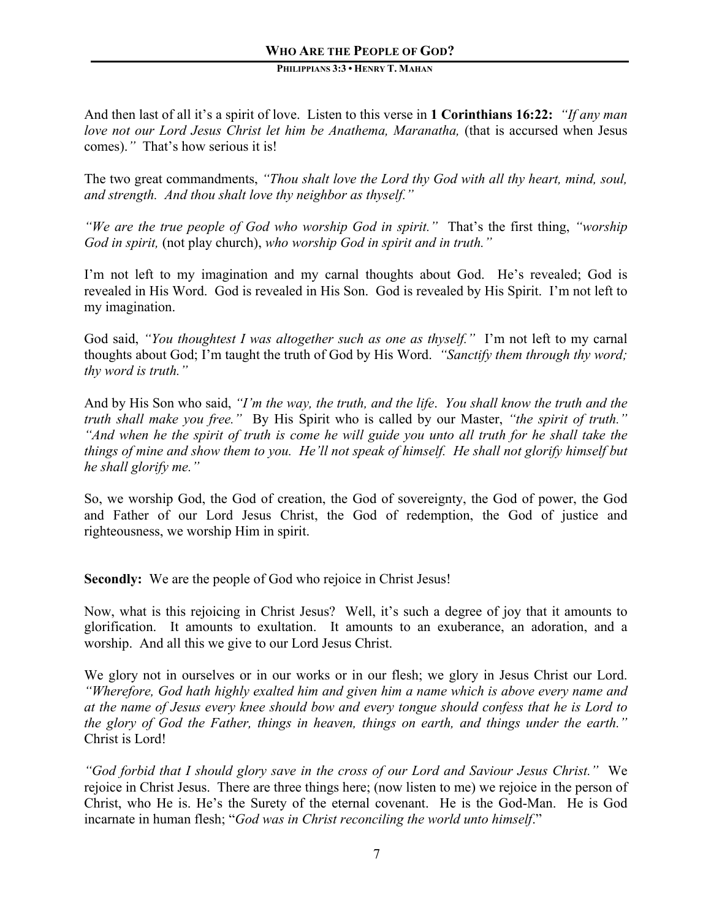And then last of all it's a spirit of love. Listen to this verse in **1 Corinthians 16:22:** *"If any man love not our Lord Jesus Christ let him be Anathema, Maranatha,* (that is accursed when Jesus comes)*."* That's how serious it is!

The two great commandments, *"Thou shalt love the Lord thy God with all thy heart, mind, soul, and strength. And thou shalt love thy neighbor as thyself."*

*"We are the true people of God who worship God in spirit."* That's the first thing, *"worship God in spirit,* (not play church), *who worship God in spirit and in truth."*

I'm not left to my imagination and my carnal thoughts about God. He's revealed; God is revealed in His Word. God is revealed in His Son. God is revealed by His Spirit. I'm not left to my imagination.

God said, *"You thoughtest I was altogether such as one as thyself."* I'm not left to my carnal thoughts about God; I'm taught the truth of God by His Word. *"Sanctify them through thy word; thy word is truth."*

And by His Son who said, *"I'm the way, the truth, and the life. You shall know the truth and the truth shall make you free."* By His Spirit who is called by our Master, *"the spirit of truth." "And when he the spirit of truth is come he will guide you unto all truth for he shall take the things of mine and show them to you. He'll not speak of himself. He shall not glorify himself but he shall glorify me."*

So, we worship God, the God of creation, the God of sovereignty, the God of power, the God and Father of our Lord Jesus Christ, the God of redemption, the God of justice and righteousness, we worship Him in spirit.

**Secondly:** We are the people of God who rejoice in Christ Jesus!

Now, what is this rejoicing in Christ Jesus? Well, it's such a degree of joy that it amounts to glorification. It amounts to exultation. It amounts to an exuberance, an adoration, and a worship. And all this we give to our Lord Jesus Christ.

We glory not in ourselves or in our works or in our flesh; we glory in Jesus Christ our Lord. *"Wherefore, God hath highly exalted him and given him a name which is above every name and at the name of Jesus every knee should bow and every tongue should confess that he is Lord to the glory of God the Father, things in heaven, things on earth, and things under the earth."* Christ is Lord!

*"God forbid that I should glory save in the cross of our Lord and Saviour Jesus Christ."* We rejoice in Christ Jesus. There are three things here; (now listen to me) we rejoice in the person of Christ, who He is. He's the Surety of the eternal covenant. He is the God-Man. He is God incarnate in human flesh; "*God was in Christ reconciling the world unto himself*."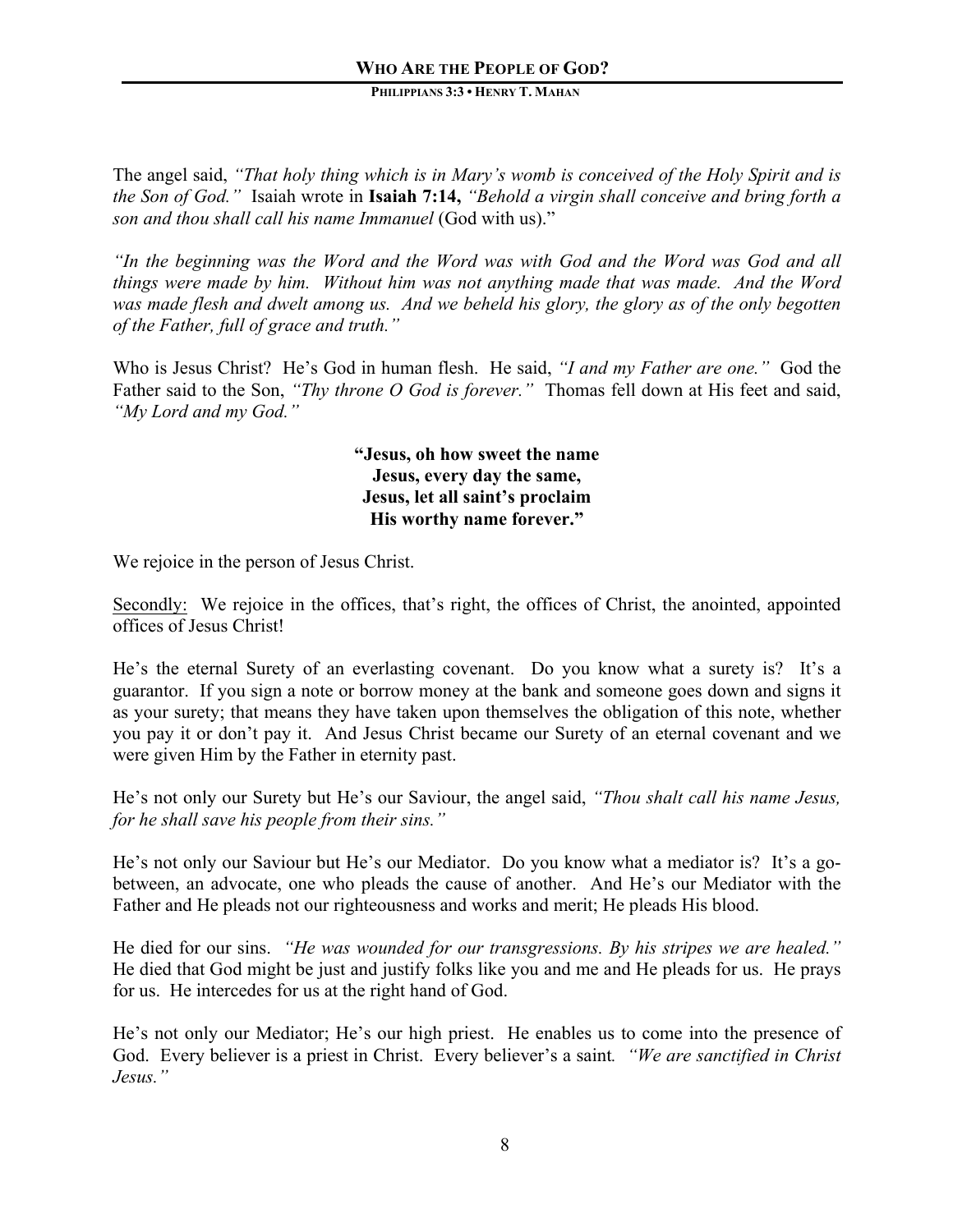The angel said, *"That holy thing which is in Mary's womb is conceived of the Holy Spirit and is the Son of God."* Isaiah wrote in **Isaiah 7:14,** *"Behold a virgin shall conceive and bring forth a son and thou shall call his name Immanuel* (God with us)."

*"In the beginning was the Word and the Word was with God and the Word was God and all things were made by him. Without him was not anything made that was made. And the Word was made flesh and dwelt among us. And we beheld his glory, the glory as of the only begotten of the Father, full of grace and truth."*

Who is Jesus Christ? He's God in human flesh. He said, *"I and my Father are one."* God the Father said to the Son, *"Thy throne O God is forever."* Thomas fell down at His feet and said, *"My Lord and my God."*

**"Jesus, oh how sweet the name**
**Jesus, every day the same,**
**Jesus, let all saint's proclaim**
**His worthy name forever."**

We rejoice in the person of Jesus Christ.

<u>Secondly:</u> We rejoice in the offices, that's right, the offices of Christ, the anointed, appointed offices of Jesus Christ!

He's the eternal Surety of an everlasting covenant. Do you know what a surety is? It's a guarantor. If you sign a note or borrow money at the bank and someone goes down and signs it as your surety; that means they have taken upon themselves the obligation of this note, whether you pay it or don't pay it. And Jesus Christ became our Surety of an eternal covenant and we were given Him by the Father in eternity past.

He's not only our Surety but He's our Saviour, the angel said, *"Thou shalt call his name Jesus, for he shall save his people from their sins."*

He's not only our Saviour but He's our Mediator. Do you know what a mediator is? It's a go-between, an advocate, one who pleads the cause of another. And He's our Mediator with the Father and He pleads not our righteousness and works and merit; He pleads His blood.

He died for our sins. *"He was wounded for our transgressions. By his stripes we are healed."* He died that God might be just and justify folks like you and me and He pleads for us. He prays for us. He intercedes for us at the right hand of God.

He's not only our Mediator; He's our high priest. He enables us to come into the presence of God. Every believer is a priest in Christ. Every believer's a saint. *"We are sanctified in Christ Jesus."*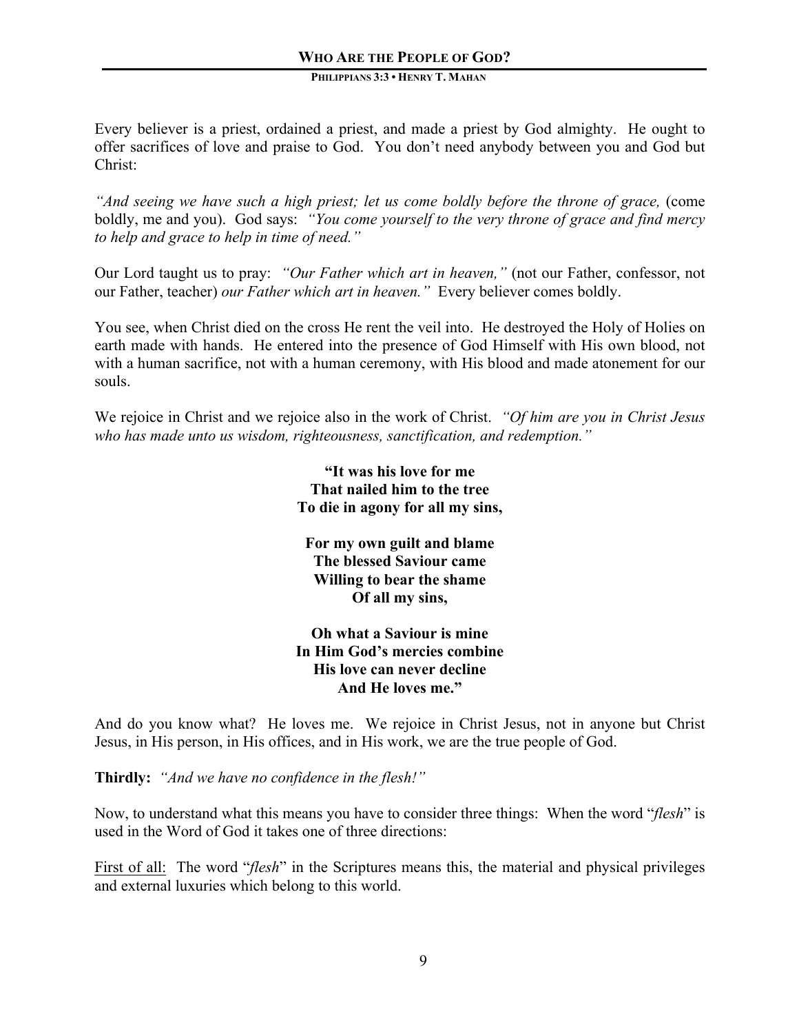Every believer is a priest, ordained a priest, and made a priest by God almighty. He ought to offer sacrifices of love and praise to God. You don't need anybody between you and God but Christ:

*"And seeing we have such a high priest; let us come boldly before the throne of grace,* (come boldly, me and you). God says: *"You come yourself to the very throne of grace and find mercy to help and grace to help in time of need."*

Our Lord taught us to pray: *"Our Father which art in heaven,"* (not our Father, confessor, not our Father, teacher) *our Father which art in heaven."* Every believer comes boldly.

You see, when Christ died on the cross He rent the veil into. He destroyed the Holy of Holies on earth made with hands. He entered into the presence of God Himself with His own blood, not with a human sacrifice, not with a human ceremony, with His blood and made atonement for our souls.

We rejoice in Christ and we rejoice also in the work of Christ. *"Of him are you in Christ Jesus who has made unto us wisdom, righteousness, sanctification, and redemption."*

**"It was his love for me**
**That nailed him to the tree**
**To die in agony for all my sins,**

**For my own guilt and blame**
**The blessed Saviour came**
**Willing to bear the shame**
**Of all my sins,**

**Oh what a Saviour is mine**
**In Him God's mercies combine**
**His love can never decline**
**And He loves me."**

And do you know what? He loves me. We rejoice in Christ Jesus, not in anyone but Christ Jesus, in His person, in His offices, and in His work, we are the true people of God.

**Thirdly:** *"And we have no confidence in the flesh!"*

Now, to understand what this means you have to consider three things: When the word "*flesh*" is used in the Word of God it takes one of three directions:

<u>First of all:</u> The word "*flesh*" in the Scriptures means this, the material and physical privileges and external luxuries which belong to this world.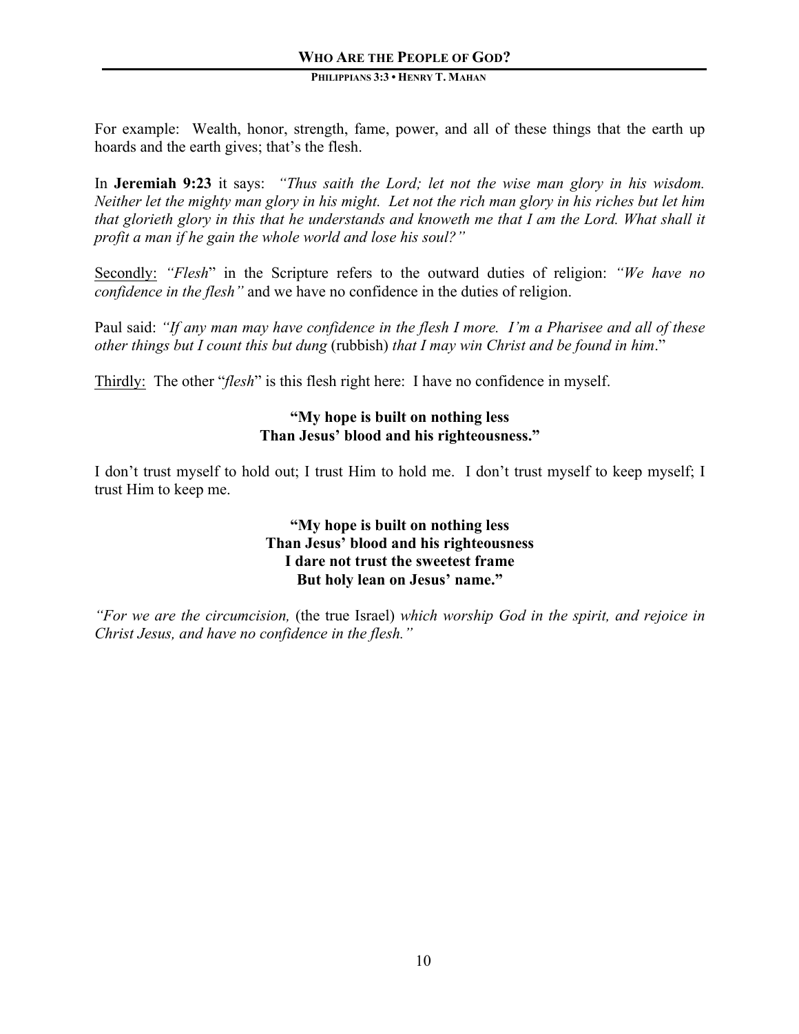For example: Wealth, honor, strength, fame, power, and all of these things that the earth up hoards and the earth gives; that's the flesh.

In **Jeremiah 9:23** it says: *"Thus saith the Lord; let not the wise man glory in his wisdom. Neither let the mighty man glory in his might. Let not the rich man glory in his riches but let him that glorieth glory in this that he understands and knoweth me that I am the Lord. What shall it profit a man if he gain the whole world and lose his soul?"*

<u>Secondly:</u> *"Flesh*" in the Scripture refers to the outward duties of religion: *"We have no confidence in the flesh"* and we have no confidence in the duties of religion.

Paul said: *"If any man may have confidence in the flesh I more. I'm a Pharisee and all of these other things but I count this but dung* (rubbish) *that I may win Christ and be found in him*."

<u>Thirdly:</u> The other "*flesh*" is this flesh right here: I have no confidence in myself.

**"My hope is built on nothing less**
**Than Jesus' blood and his righteousness."**

I don't trust myself to hold out; I trust Him to hold me. I don't trust myself to keep myself; I trust Him to keep me.

**"My hope is built on nothing less**
**Than Jesus' blood and his righteousness**
**I dare not trust the sweetest frame**
**But holy lean on Jesus' name."**

*"For we are the circumcision,* (the true Israel) *which worship God in the spirit, and rejoice in Christ Jesus, and have no confidence in the flesh."*